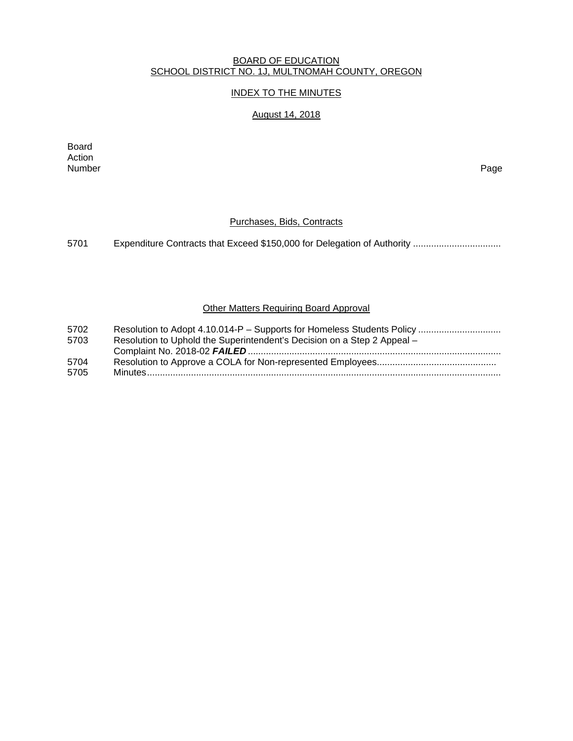BOARD OF EDUCATION
SCHOOL DISTRICT NO. 1J, MULTNOMAH COUNTY, OREGON

INDEX TO THE MINUTES

August 14, 2018

| Board Action Number | | Page |
|---|---|---|
| | **Purchases, Bids, Contracts** | |
| 5701 | Expenditure Contracts that Exceed $150,000 for Delegation of Authority | |
| | **Other Matters Requiring Board Approval** | |
| 5702 | Resolution to Adopt 4.10.014-P – Supports for Homeless Students Policy | |
| 5703 | Resolution to Uphold the Superintendent's Decision on a Step 2 Appeal – Complaint No. 2018-02 ***FAILED*** | |
| 5704 | Resolution to Approve a COLA for Non-represented Employees | |
| 5705 | Minutes | |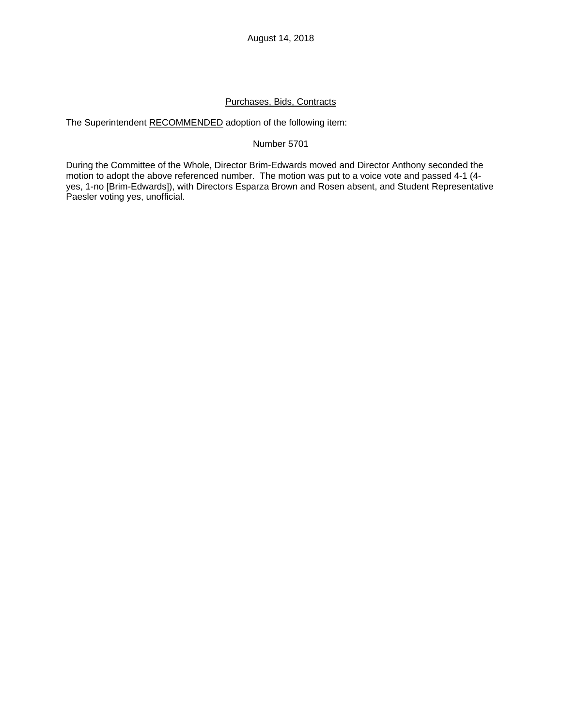August 14, 2018

Purchases, Bids, Contracts

The Superintendent RECOMMENDED adoption of the following item:

Number 5701

During the Committee of the Whole, Director Brim-Edwards moved and Director Anthony seconded the motion to adopt the above referenced number. The motion was put to a voice vote and passed 4-1 (4-yes, 1-no [Brim-Edwards]), with Directors Esparza Brown and Rosen absent, and Student Representative Paesler voting yes, unofficial.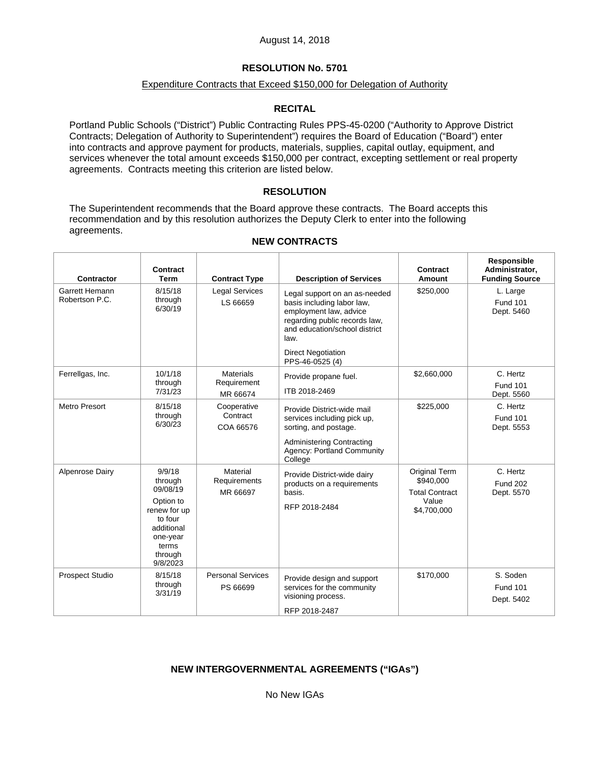August 14, 2018

## RESOLUTION No. 5701

Expenditure Contracts that Exceed $150,000 for Delegation of Authority

### RECITAL

Portland Public Schools ("District") Public Contracting Rules PPS-45-0200 ("Authority to Approve District Contracts; Delegation of Authority to Superintendent") requires the Board of Education ("Board") enter into contracts and approve payment for products, materials, supplies, capital outlay, equipment, and services whenever the total amount exceeds $150,000 per contract, excepting settlement or real property agreements. Contracts meeting this criterion are listed below.

### RESOLUTION

The Superintendent recommends that the Board approve these contracts. The Board accepts this recommendation and by this resolution authorizes the Deputy Clerk to enter into the following agreements.

### NEW CONTRACTS

| Contractor | Contract Term | Contract Type | Description of Services | Contract Amount | Responsible Administrator, Funding Source |
|---|---|---|---|---|---|
| Garrett Hemann Robertson P.C. | 8/15/18 through 6/30/19 | Legal Services LS 66659 | Legal support on an as-needed basis including labor law, employment law, advice regarding public records law, and education/school district law. Direct Negotiation PPS-46-0525 (4) | $250,000 | L. Large Fund 101 Dept. 5460 |
| Ferrellgas, Inc. | 10/1/18 through 7/31/23 | Materials Requirement MR 66674 | Provide propane fuel. ITB 2018-2469 | $2,660,000 | C. Hertz Fund 101 Dept. 5560 |
| Metro Presort | 8/15/18 through 6/30/23 | Cooperative Contract COA 66576 | Provide District-wide mail services including pick up, sorting, and postage. Administering Contracting Agency: Portland Community College | $225,000 | C. Hertz Fund 101 Dept. 5553 |
| Alpenrose Dairy | 9/9/18 through 09/08/19 Option to renew for up to four additional one-year terms through 9/8/2023 | Material Requirements MR 66697 | Provide District-wide dairy products on a requirements basis. RFP 2018-2484 | Original Term $940,000 Total Contract Value $4,700,000 | C. Hertz Fund 202 Dept. 5570 |
| Prospect Studio | 8/15/18 through 3/31/19 | Personal Services PS 66699 | Provide design and support services for the community visioning process. RFP 2018-2487 | $170,000 | S. Soden Fund 101 Dept. 5402 |

### NEW INTERGOVERNMENTAL AGREEMENTS ("IGAs")

No New IGAs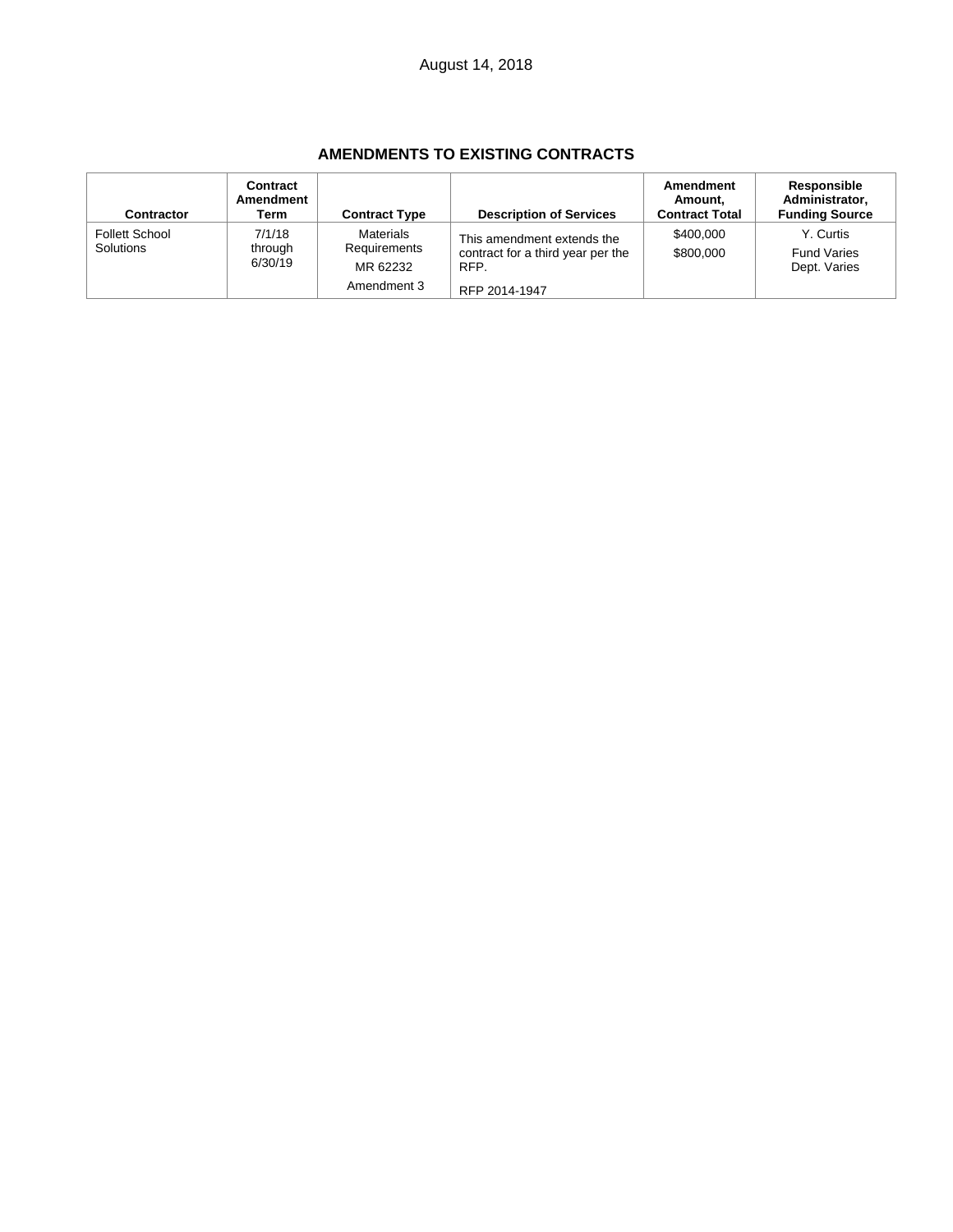August 14, 2018

## AMENDMENTS TO EXISTING CONTRACTS

| Contractor | Contract Amendment Term | Contract Type | Description of Services | Amendment Amount, Contract Total | Responsible Administrator, Funding Source |
|---|---|---|---|---|---|
| Follett School Solutions | 7/1/18 through 6/30/19 | Materials Requirements<br>MR 62232<br>Amendment 3 | This amendment extends the contract for a third year per the RFP.<br>RFP 2014-1947 | $400,000<br>$800,000 | Y. Curtis<br>Fund Varies<br>Dept. Varies |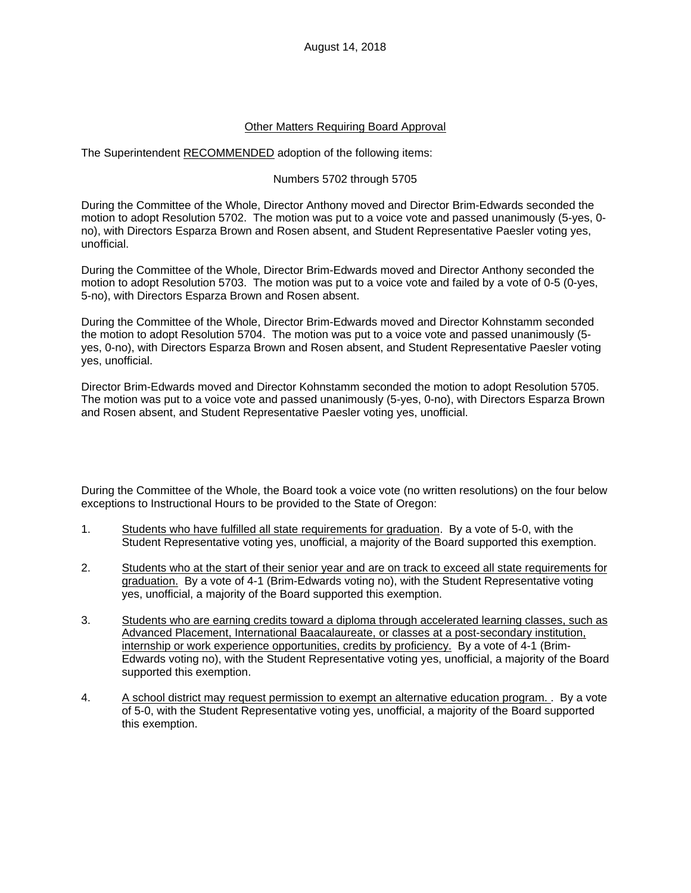August 14, 2018

## Other Matters Requiring Board Approval

The Superintendent RECOMMENDED adoption of the following items:

Numbers 5702 through 5705

During the Committee of the Whole, Director Anthony moved and Director Brim-Edwards seconded the motion to adopt Resolution 5702. The motion was put to a voice vote and passed unanimously (5-yes, 0-no), with Directors Esparza Brown and Rosen absent, and Student Representative Paesler voting yes, unofficial.

During the Committee of the Whole, Director Brim-Edwards moved and Director Anthony seconded the motion to adopt Resolution 5703. The motion was put to a voice vote and failed by a vote of 0-5 (0-yes, 5-no), with Directors Esparza Brown and Rosen absent.

During the Committee of the Whole, Director Brim-Edwards moved and Director Kohnstamm seconded the motion to adopt Resolution 5704. The motion was put to a voice vote and passed unanimously (5-yes, 0-no), with Directors Esparza Brown and Rosen absent, and Student Representative Paesler voting yes, unofficial.

Director Brim-Edwards moved and Director Kohnstamm seconded the motion to adopt Resolution 5705. The motion was put to a voice vote and passed unanimously (5-yes, 0-no), with Directors Esparza Brown and Rosen absent, and Student Representative Paesler voting yes, unofficial.

During the Committee of the Whole, the Board took a voice vote (no written resolutions) on the four below exceptions to Instructional Hours to be provided to the State of Oregon:

1. Students who have fulfilled all state requirements for graduation. By a vote of 5-0, with the Student Representative voting yes, unofficial, a majority of the Board supported this exemption.

2. Students who at the start of their senior year and are on track to exceed all state requirements for graduation. By a vote of 4-1 (Brim-Edwards voting no), with the Student Representative voting yes, unofficial, a majority of the Board supported this exemption.

3. Students who are earning credits toward a diploma through accelerated learning classes, such as Advanced Placement, International Baacalaureate, or classes at a post-secondary institution, internship or work experience opportunities, credits by proficiency. By a vote of 4-1 (Brim-Edwards voting no), with the Student Representative voting yes, unofficial, a majority of the Board supported this exemption.

4. A school district may request permission to exempt an alternative education program. . By a vote of 5-0, with the Student Representative voting yes, unofficial, a majority of the Board supported this exemption.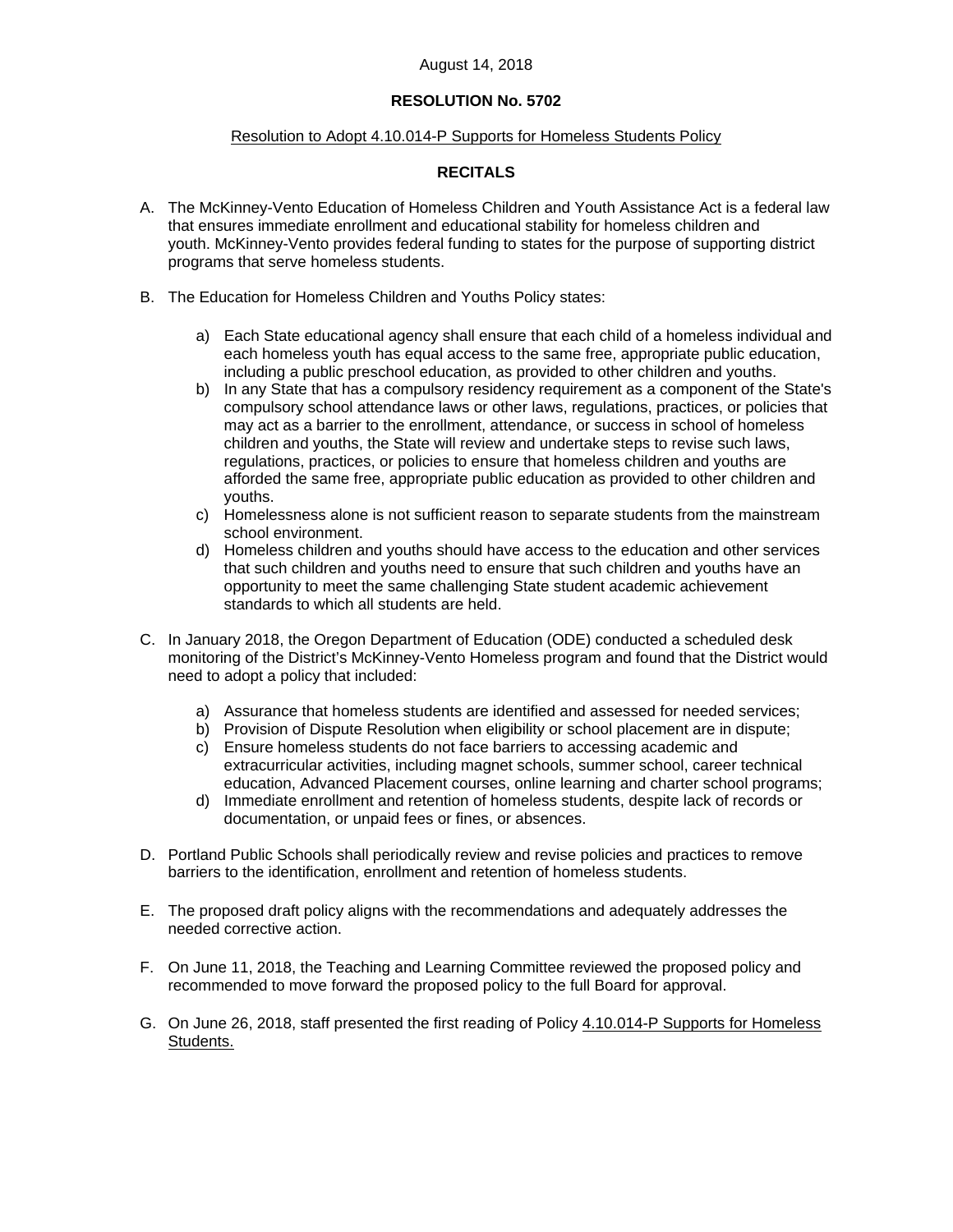August 14, 2018

**RESOLUTION No. 5702**

Resolution to Adopt 4.10.014-P Supports for Homeless Students Policy

**RECITALS**

A. The McKinney-Vento Education of Homeless Children and Youth Assistance Act is a federal law that ensures immediate enrollment and educational stability for homeless children and youth. McKinney-Vento provides federal funding to states for the purpose of supporting district programs that serve homeless students.

B. The Education for Homeless Children and Youths Policy states:

   a) Each State educational agency shall ensure that each child of a homeless individual and each homeless youth has equal access to the same free, appropriate public education, including a public preschool education, as provided to other children and youths.
   b) In any State that has a compulsory residency requirement as a component of the State's compulsory school attendance laws or other laws, regulations, practices, or policies that may act as a barrier to the enrollment, attendance, or success in school of homeless children and youths, the State will review and undertake steps to revise such laws, regulations, practices, or policies to ensure that homeless children and youths are afforded the same free, appropriate public education as provided to other children and youths.
   c) Homelessness alone is not sufficient reason to separate students from the mainstream school environment.
   d) Homeless children and youths should have access to the education and other services that such children and youths need to ensure that such children and youths have an opportunity to meet the same challenging State student academic achievement standards to which all students are held.

C. In January 2018, the Oregon Department of Education (ODE) conducted a scheduled desk monitoring of the District's McKinney-Vento Homeless program and found that the District would need to adopt a policy that included:

   a) Assurance that homeless students are identified and assessed for needed services;
   b) Provision of Dispute Resolution when eligibility or school placement are in dispute;
   c) Ensure homeless students do not face barriers to accessing academic and extracurricular activities, including magnet schools, summer school, career technical education, Advanced Placement courses, online learning and charter school programs;
   d) Immediate enrollment and retention of homeless students, despite lack of records or documentation, or unpaid fees or fines, or absences.

D. Portland Public Schools shall periodically review and revise policies and practices to remove barriers to the identification, enrollment and retention of homeless students.

E. The proposed draft policy aligns with the recommendations and adequately addresses the needed corrective action.

F. On June 11, 2018, the Teaching and Learning Committee reviewed the proposed policy and recommended to move forward the proposed policy to the full Board for approval.

G. On June 26, 2018, staff presented the first reading of Policy 4.10.014-P Supports for Homeless Students.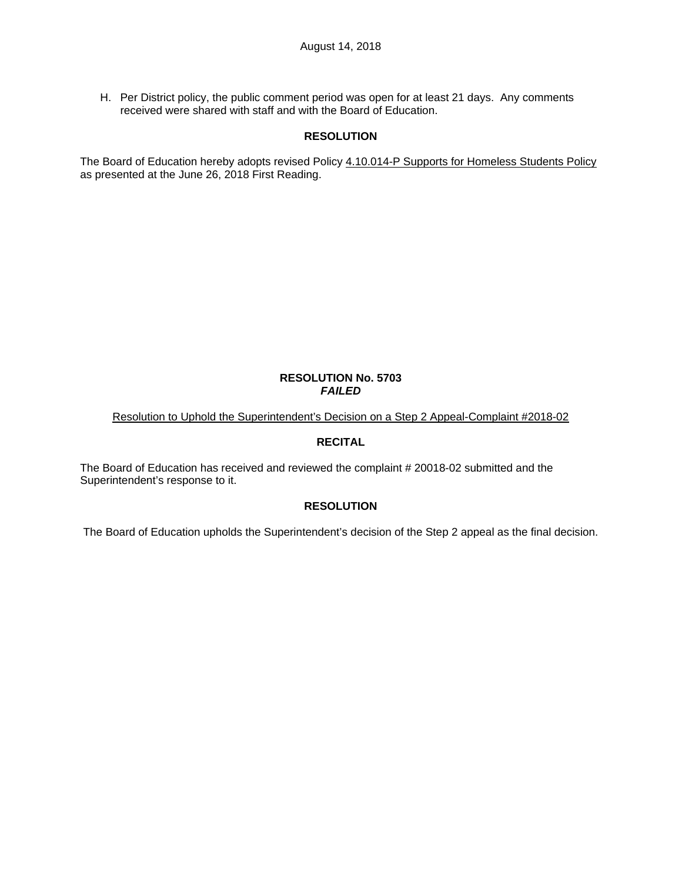H. Per District policy, the public comment period was open for at least 21 days. Any comments received were shared with staff and with the Board of Education.

**RESOLUTION**

The Board of Education hereby adopts revised Policy 4.10.014-P Supports for Homeless Students Policy as presented at the June 26, 2018 First Reading.

**RESOLUTION No. 5703**
***FAILED***

Resolution to Uphold the Superintendent's Decision on a Step 2 Appeal-Complaint #2018-02

**RECITAL**

The Board of Education has received and reviewed the complaint # 20018-02 submitted and the Superintendent's response to it.

**RESOLUTION**

The Board of Education upholds the Superintendent's decision of the Step 2 appeal as the final decision.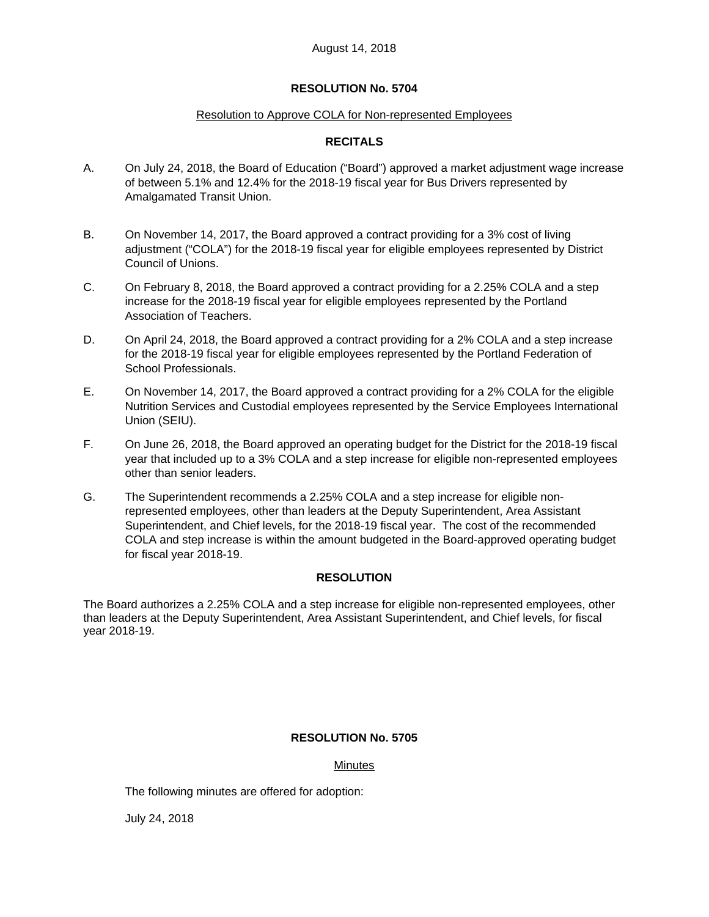August 14, 2018

**RESOLUTION No. 5704**

Resolution to Approve COLA for Non-represented Employees

**RECITALS**

A. On July 24, 2018, the Board of Education ("Board") approved a market adjustment wage increase of between 5.1% and 12.4% for the 2018-19 fiscal year for Bus Drivers represented by Amalgamated Transit Union.

B. On November 14, 2017, the Board approved a contract providing for a 3% cost of living adjustment ("COLA") for the 2018-19 fiscal year for eligible employees represented by District Council of Unions.

C. On February 8, 2018, the Board approved a contract providing for a 2.25% COLA and a step increase for the 2018-19 fiscal year for eligible employees represented by the Portland Association of Teachers.

D. On April 24, 2018, the Board approved a contract providing for a 2% COLA and a step increase for the 2018-19 fiscal year for eligible employees represented by the Portland Federation of School Professionals.

E. On November 14, 2017, the Board approved a contract providing for a 2% COLA for the eligible Nutrition Services and Custodial employees represented by the Service Employees International Union (SEIU).

F. On June 26, 2018, the Board approved an operating budget for the District for the 2018-19 fiscal year that included up to a 3% COLA and a step increase for eligible non-represented employees other than senior leaders.

G. The Superintendent recommends a 2.25% COLA and a step increase for eligible non-represented employees, other than leaders at the Deputy Superintendent, Area Assistant Superintendent, and Chief levels, for the 2018-19 fiscal year. The cost of the recommended COLA and step increase is within the amount budgeted in the Board-approved operating budget for fiscal year 2018-19.

**RESOLUTION**

The Board authorizes a 2.25% COLA and a step increase for eligible non-represented employees, other than leaders at the Deputy Superintendent, Area Assistant Superintendent, and Chief levels, for fiscal year 2018-19.

**RESOLUTION No. 5705**

Minutes

The following minutes are offered for adoption:

July 24, 2018